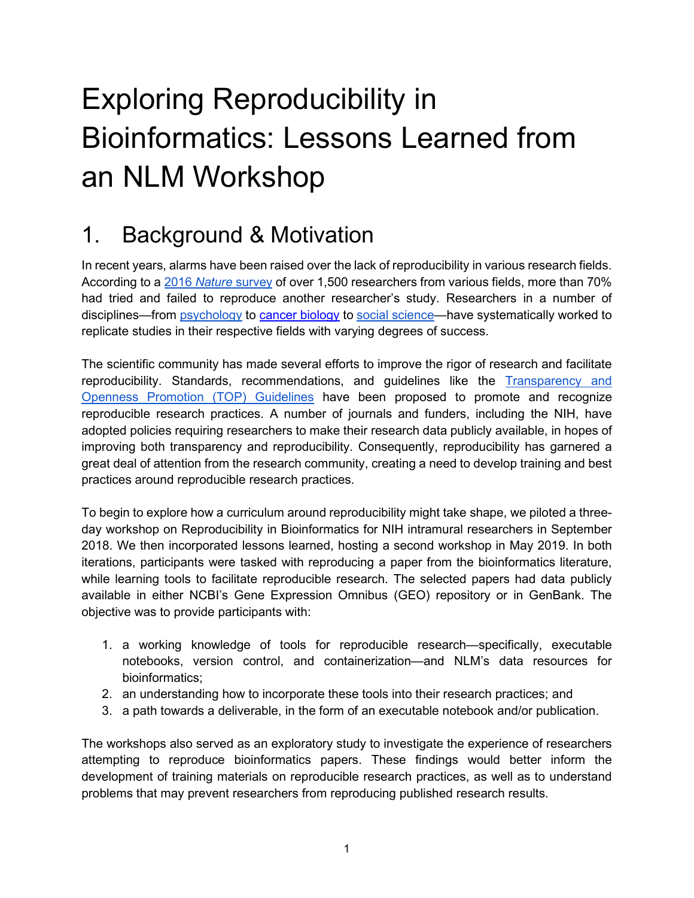# Exploring Reproducibility in Bioinformatics: Lessons Learned from an NLM Workshop

## 1. Background & Motivation

In recent years, alarms have been raised over the lack of reproducibility in various research fields. According to a 2016 *Nature* survey of over 1,500 researchers from various fields, more than 70% had tried and failed to reproduce another researcher's study. Researchers in a number of disciplines—from psychology to cancer biology to social science—have systematically worked to replicate studies in their respective fields with varying degrees of success.

The scientific community has made several efforts to improve the rigor of research and facilitate reproducibility. Standards, recommendations, and guidelines like the Transparency and Openness Promotion (TOP) Guidelines have been proposed to promote and recognize reproducible research practices. A number of journals and funders, including the NIH, have adopted policies requiring researchers to make their research data publicly available, in hopes of improving both transparency and reproducibility. Consequently, reproducibility has garnered a great deal of attention from the research community, creating a need to develop training and best practices around reproducible research practices.

To begin to explore how a curriculum around reproducibility might take shape, we piloted a three-day workshop on Reproducibility in Bioinformatics for NIH intramural researchers in September 2018. We then incorporated lessons learned, hosting a second workshop in May 2019. In both iterations, participants were tasked with reproducing a paper from the bioinformatics literature, while learning tools to facilitate reproducible research. The selected papers had data publicly available in either NCBI's Gene Expression Omnibus (GEO) repository or in GenBank. The objective was to provide participants with:

1. a working knowledge of tools for reproducible research—specifically, executable notebooks, version control, and containerization—and NLM's data resources for bioinformatics;
2. an understanding how to incorporate these tools into their research practices; and
3. a path towards a deliverable, in the form of an executable notebook and/or publication.

The workshops also served as an exploratory study to investigate the experience of researchers attempting to reproduce bioinformatics papers. These findings would better inform the development of training materials on reproducible research practices, as well as to understand problems that may prevent researchers from reproducing published research results.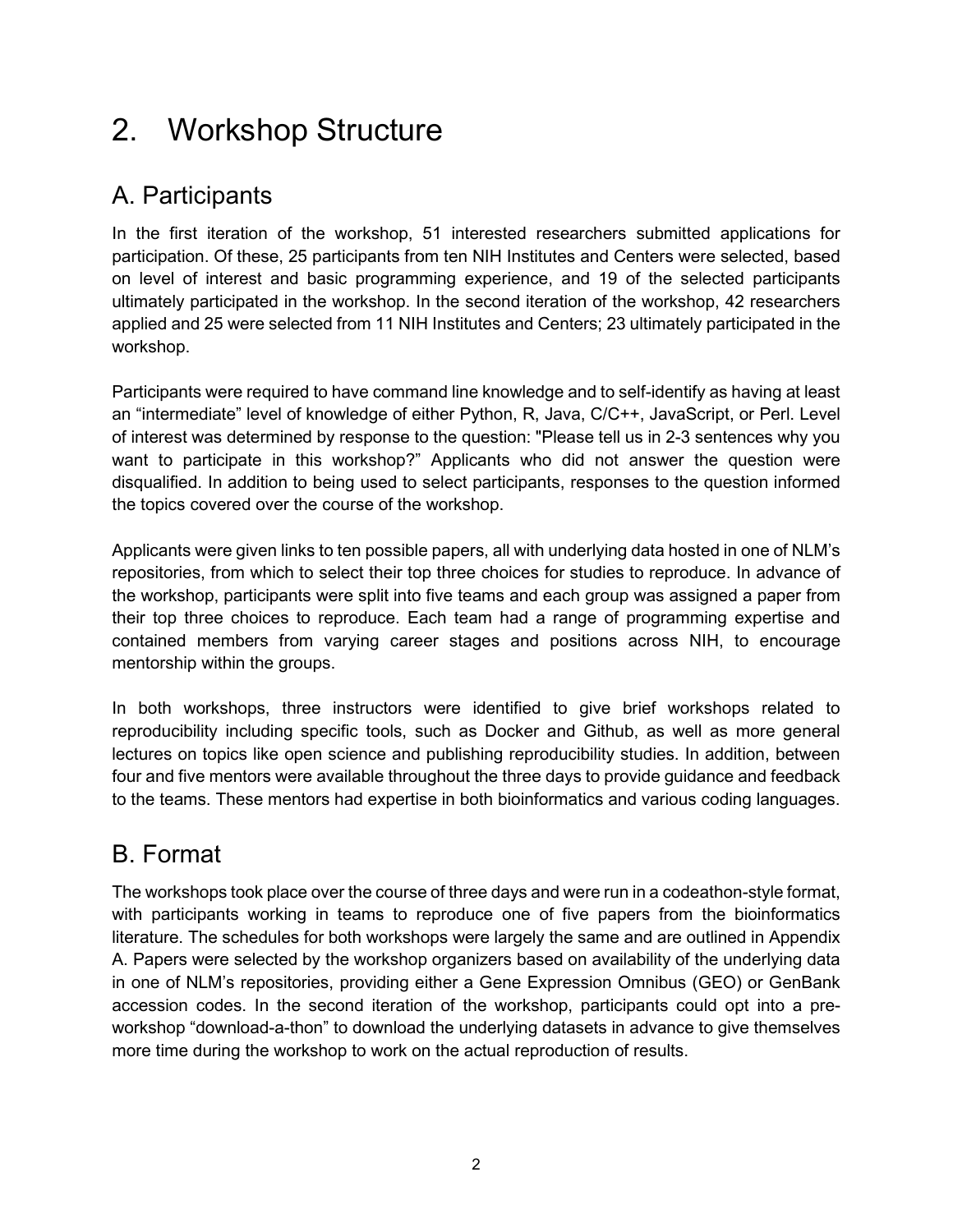# 2. Workshop Structure

## A. Participants

In the first iteration of the workshop, 51 interested researchers submitted applications for participation. Of these, 25 participants from ten NIH Institutes and Centers were selected, based on level of interest and basic programming experience, and 19 of the selected participants ultimately participated in the workshop. In the second iteration of the workshop, 42 researchers applied and 25 were selected from 11 NIH Institutes and Centers; 23 ultimately participated in the workshop.

Participants were required to have command line knowledge and to self-identify as having at least an "intermediate" level of knowledge of either Python, R, Java, C/C++, JavaScript, or Perl. Level of interest was determined by response to the question: "Please tell us in 2-3 sentences why you want to participate in this workshop?" Applicants who did not answer the question were disqualified. In addition to being used to select participants, responses to the question informed the topics covered over the course of the workshop.

Applicants were given links to ten possible papers, all with underlying data hosted in one of NLM's repositories, from which to select their top three choices for studies to reproduce. In advance of the workshop, participants were split into five teams and each group was assigned a paper from their top three choices to reproduce. Each team had a range of programming expertise and contained members from varying career stages and positions across NIH, to encourage mentorship within the groups.

In both workshops, three instructors were identified to give brief workshops related to reproducibility including specific tools, such as Docker and Github, as well as more general lectures on topics like open science and publishing reproducibility studies. In addition, between four and five mentors were available throughout the three days to provide guidance and feedback to the teams. These mentors had expertise in both bioinformatics and various coding languages.

## B. Format

The workshops took place over the course of three days and were run in a codeathon-style format, with participants working in teams to reproduce one of five papers from the bioinformatics literature. The schedules for both workshops were largely the same and are outlined in Appendix A. Papers were selected by the workshop organizers based on availability of the underlying data in one of NLM's repositories, providing either a Gene Expression Omnibus (GEO) or GenBank accession codes. In the second iteration of the workshop, participants could opt into a pre-workshop "download-a-thon" to download the underlying datasets in advance to give themselves more time during the workshop to work on the actual reproduction of results.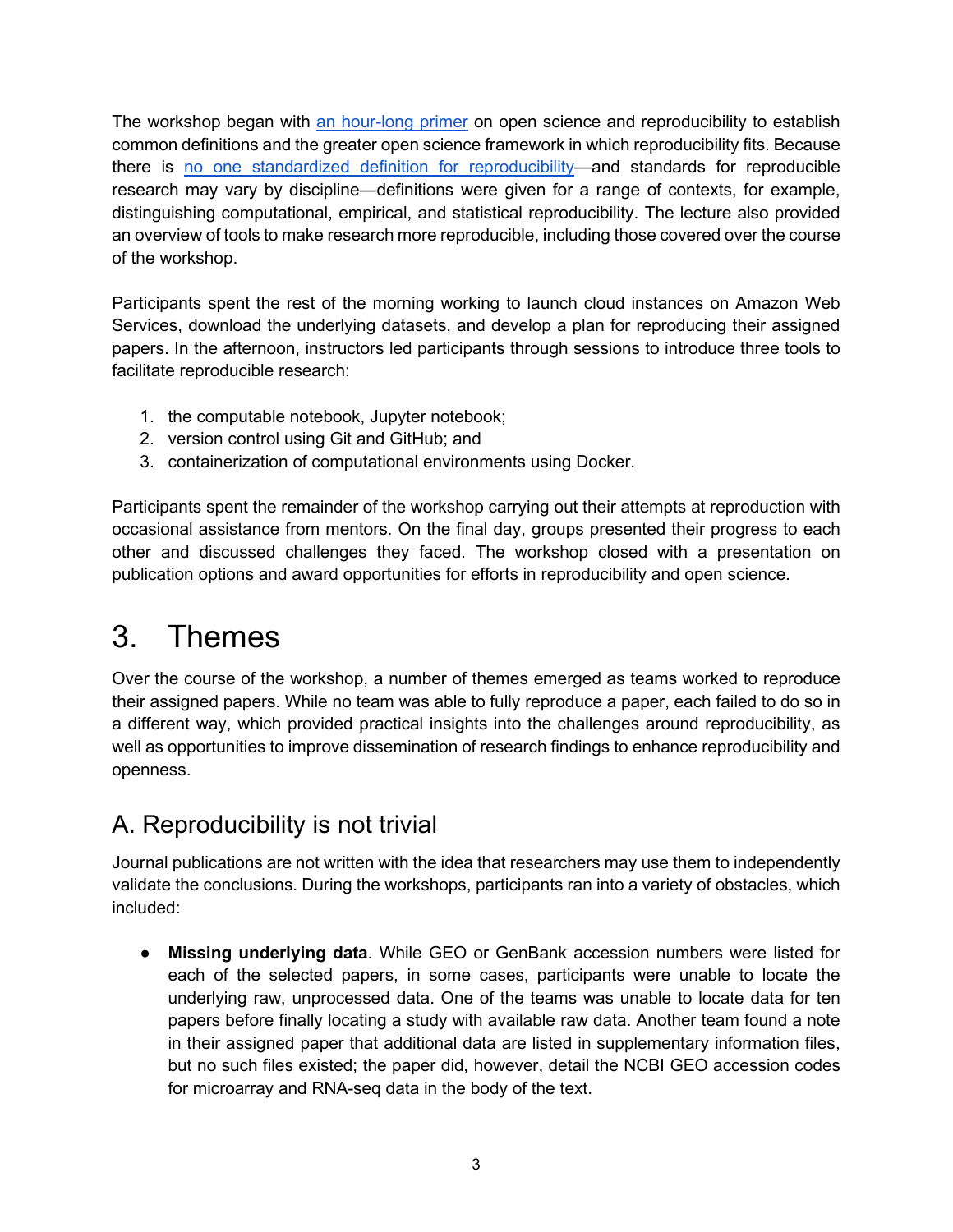The workshop began with an hour-long primer on open science and reproducibility to establish common definitions and the greater open science framework in which reproducibility fits. Because there is no one standardized definition for reproducibility—and standards for reproducible research may vary by discipline—definitions were given for a range of contexts, for example, distinguishing computational, empirical, and statistical reproducibility. The lecture also provided an overview of tools to make research more reproducible, including those covered over the course of the workshop.

Participants spent the rest of the morning working to launch cloud instances on Amazon Web Services, download the underlying datasets, and develop a plan for reproducing their assigned papers. In the afternoon, instructors led participants through sessions to introduce three tools to facilitate reproducible research:

1. the computable notebook, Jupyter notebook;
2. version control using Git and GitHub; and
3. containerization of computational environments using Docker.

Participants spent the remainder of the workshop carrying out their attempts at reproduction with occasional assistance from mentors. On the final day, groups presented their progress to each other and discussed challenges they faced. The workshop closed with a presentation on publication options and award opportunities for efforts in reproducibility and open science.

# 3. Themes

Over the course of the workshop, a number of themes emerged as teams worked to reproduce their assigned papers. While no team was able to fully reproduce a paper, each failed to do so in a different way, which provided practical insights into the challenges around reproducibility, as well as opportunities to improve dissemination of research findings to enhance reproducibility and openness.

## A. Reproducibility is not trivial

Journal publications are not written with the idea that researchers may use them to independently validate the conclusions. During the workshops, participants ran into a variety of obstacles, which included:

- **Missing underlying data**. While GEO or GenBank accession numbers were listed for each of the selected papers, in some cases, participants were unable to locate the underlying raw, unprocessed data. One of the teams was unable to locate data for ten papers before finally locating a study with available raw data. Another team found a note in their assigned paper that additional data are listed in supplementary information files, but no such files existed; the paper did, however, detail the NCBI GEO accession codes for microarray and RNA-seq data in the body of the text.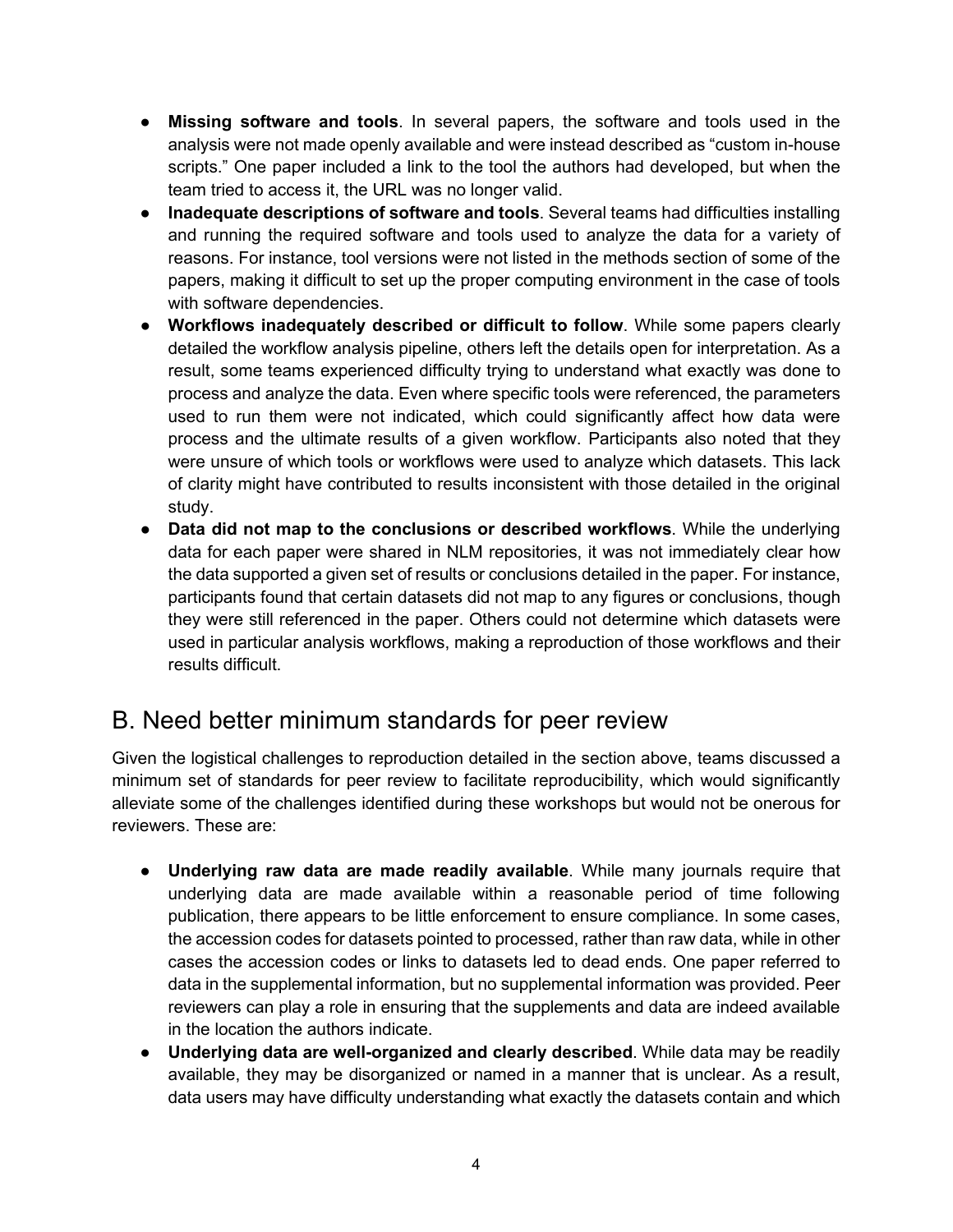- **Missing software and tools**. In several papers, the software and tools used in the analysis were not made openly available and were instead described as "custom in-house scripts." One paper included a link to the tool the authors had developed, but when the team tried to access it, the URL was no longer valid.
- **Inadequate descriptions of software and tools**. Several teams had difficulties installing and running the required software and tools used to analyze the data for a variety of reasons. For instance, tool versions were not listed in the methods section of some of the papers, making it difficult to set up the proper computing environment in the case of tools with software dependencies.
- **Workflows inadequately described or difficult to follow**. While some papers clearly detailed the workflow analysis pipeline, others left the details open for interpretation. As a result, some teams experienced difficulty trying to understand what exactly was done to process and analyze the data. Even where specific tools were referenced, the parameters used to run them were not indicated, which could significantly affect how data were process and the ultimate results of a given workflow. Participants also noted that they were unsure of which tools or workflows were used to analyze which datasets. This lack of clarity might have contributed to results inconsistent with those detailed in the original study.
- **Data did not map to the conclusions or described workflows**. While the underlying data for each paper were shared in NLM repositories, it was not immediately clear how the data supported a given set of results or conclusions detailed in the paper. For instance, participants found that certain datasets did not map to any figures or conclusions, though they were still referenced in the paper. Others could not determine which datasets were used in particular analysis workflows, making a reproduction of those workflows and their results difficult.

## B. Need better minimum standards for peer review

Given the logistical challenges to reproduction detailed in the section above, teams discussed a minimum set of standards for peer review to facilitate reproducibility, which would significantly alleviate some of the challenges identified during these workshops but would not be onerous for reviewers. These are:

- **Underlying raw data are made readily available**. While many journals require that underlying data are made available within a reasonable period of time following publication, there appears to be little enforcement to ensure compliance. In some cases, the accession codes for datasets pointed to processed, rather than raw data, while in other cases the accession codes or links to datasets led to dead ends. One paper referred to data in the supplemental information, but no supplemental information was provided. Peer reviewers can play a role in ensuring that the supplements and data are indeed available in the location the authors indicate.
- **Underlying data are well-organized and clearly described**. While data may be readily available, they may be disorganized or named in a manner that is unclear. As a result, data users may have difficulty understanding what exactly the datasets contain and which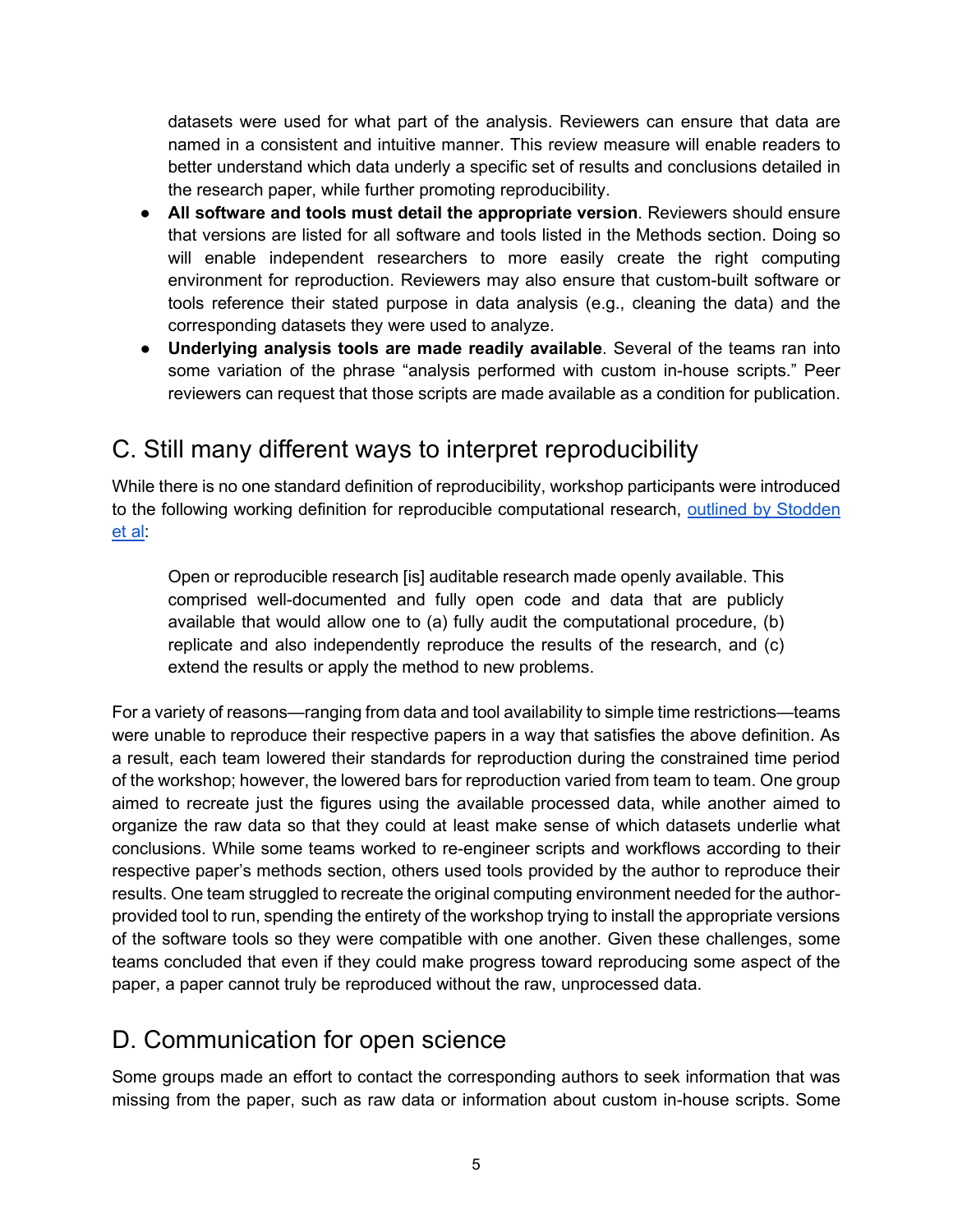datasets were used for what part of the analysis. Reviewers can ensure that data are named in a consistent and intuitive manner. This review measure will enable readers to better understand which data underly a specific set of results and conclusions detailed in the research paper, while further promoting reproducibility.

- **All software and tools must detail the appropriate version**. Reviewers should ensure that versions are listed for all software and tools listed in the Methods section. Doing so will enable independent researchers to more easily create the right computing environment for reproduction. Reviewers may also ensure that custom-built software or tools reference their stated purpose in data analysis (e.g., cleaning the data) and the corresponding datasets they were used to analyze.
- **Underlying analysis tools are made readily available**. Several of the teams ran into some variation of the phrase "analysis performed with custom in-house scripts." Peer reviewers can request that those scripts are made available as a condition for publication.

## C. Still many different ways to interpret reproducibility

While there is no one standard definition of reproducibility, workshop participants were introduced to the following working definition for reproducible computational research, outlined by Stodden et al:

> Open or reproducible research [is] auditable research made openly available. This comprised well-documented and fully open code and data that are publicly available that would allow one to (a) fully audit the computational procedure, (b) replicate and also independently reproduce the results of the research, and (c) extend the results or apply the method to new problems.

For a variety of reasons—ranging from data and tool availability to simple time restrictions—teams were unable to reproduce their respective papers in a way that satisfies the above definition. As a result, each team lowered their standards for reproduction during the constrained time period of the workshop; however, the lowered bars for reproduction varied from team to team. One group aimed to recreate just the figures using the available processed data, while another aimed to organize the raw data so that they could at least make sense of which datasets underlie what conclusions. While some teams worked to re-engineer scripts and workflows according to their respective paper's methods section, others used tools provided by the author to reproduce their results. One team struggled to recreate the original computing environment needed for the author-provided tool to run, spending the entirety of the workshop trying to install the appropriate versions of the software tools so they were compatible with one another. Given these challenges, some teams concluded that even if they could make progress toward reproducing some aspect of the paper, a paper cannot truly be reproduced without the raw, unprocessed data.

## D. Communication for open science

Some groups made an effort to contact the corresponding authors to seek information that was missing from the paper, such as raw data or information about custom in-house scripts. Some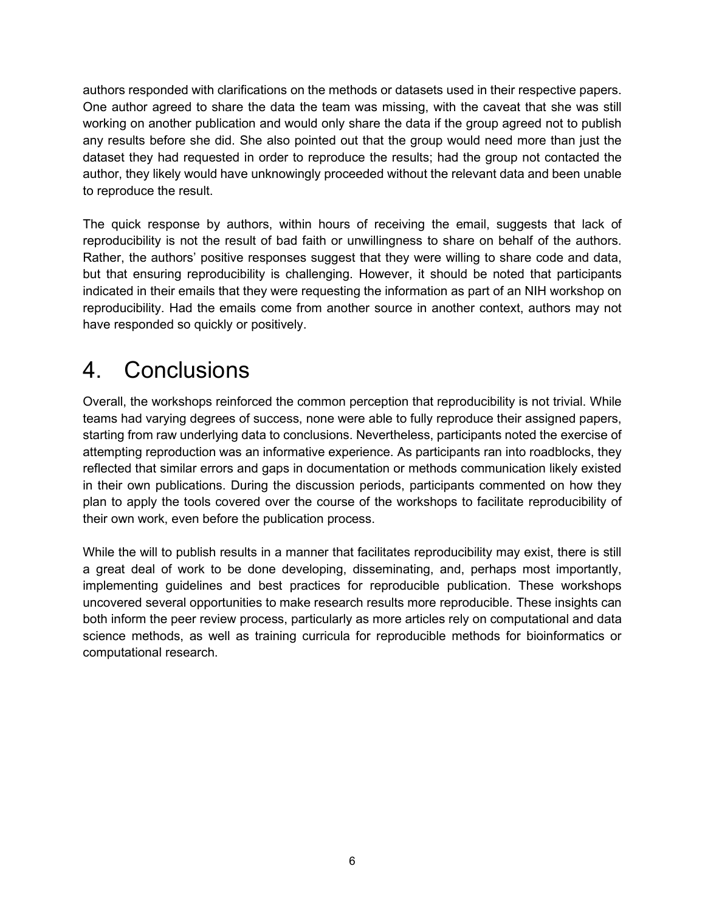authors responded with clarifications on the methods or datasets used in their respective papers. One author agreed to share the data the team was missing, with the caveat that she was still working on another publication and would only share the data if the group agreed not to publish any results before she did. She also pointed out that the group would need more than just the dataset they had requested in order to reproduce the results; had the group not contacted the author, they likely would have unknowingly proceeded without the relevant data and been unable to reproduce the result.

The quick response by authors, within hours of receiving the email, suggests that lack of reproducibility is not the result of bad faith or unwillingness to share on behalf of the authors. Rather, the authors' positive responses suggest that they were willing to share code and data, but that ensuring reproducibility is challenging. However, it should be noted that participants indicated in their emails that they were requesting the information as part of an NIH workshop on reproducibility. Had the emails come from another source in another context, authors may not have responded so quickly or positively.

# 4. Conclusions

Overall, the workshops reinforced the common perception that reproducibility is not trivial. While teams had varying degrees of success, none were able to fully reproduce their assigned papers, starting from raw underlying data to conclusions. Nevertheless, participants noted the exercise of attempting reproduction was an informative experience. As participants ran into roadblocks, they reflected that similar errors and gaps in documentation or methods communication likely existed in their own publications. During the discussion periods, participants commented on how they plan to apply the tools covered over the course of the workshops to facilitate reproducibility of their own work, even before the publication process.

While the will to publish results in a manner that facilitates reproducibility may exist, there is still a great deal of work to be done developing, disseminating, and, perhaps most importantly, implementing guidelines and best practices for reproducible publication. These workshops uncovered several opportunities to make research results more reproducible. These insights can both inform the peer review process, particularly as more articles rely on computational and data science methods, as well as training curricula for reproducible methods for bioinformatics or computational research.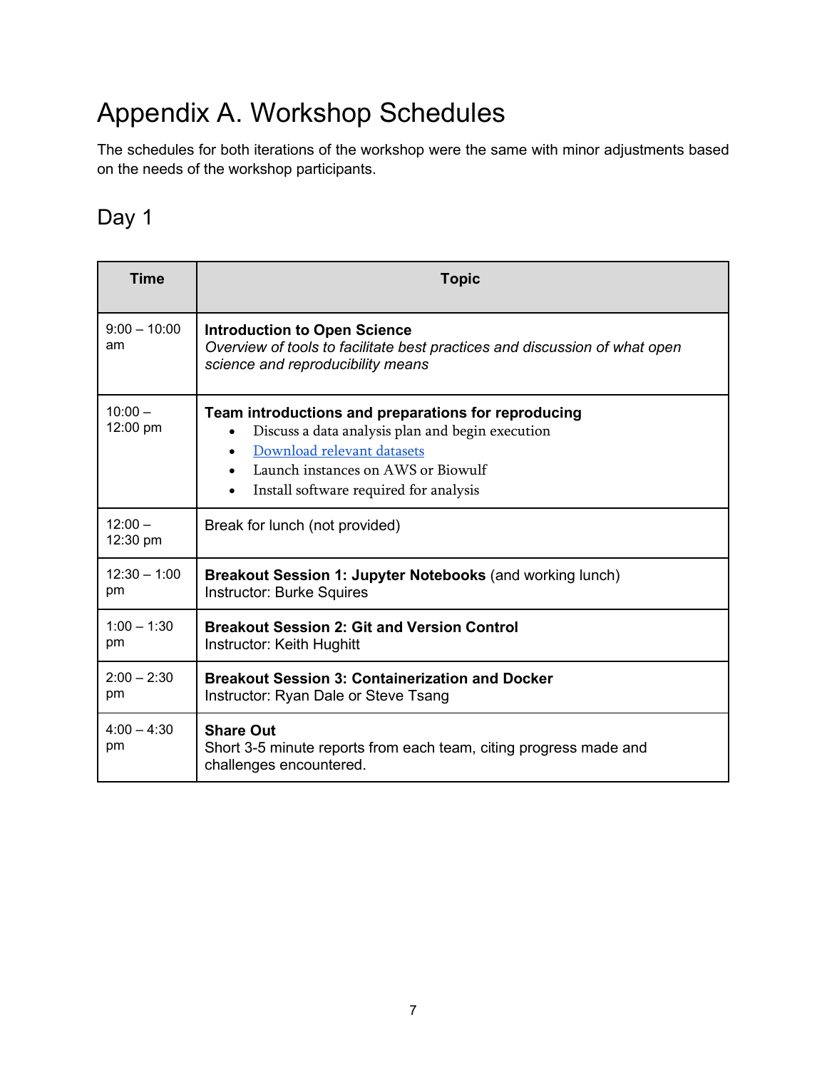# Appendix A. Workshop Schedules

The schedules for both iterations of the workshop were the same with minor adjustments based on the needs of the workshop participants.

## Day 1

| Time | Topic |
|---|---|
| 9:00 – 10:00 am | **Introduction to Open Science**<br>*Overview of tools to facilitate best practices and discussion of what open science and reproducibility means* |
| 10:00 – 12:00 pm | **Team introductions and preparations for reproducing**<br>• Discuss a data analysis plan and begin execution<br>• Download relevant datasets<br>• Launch instances on AWS or Biowulf<br>• Install software required for analysis |
| 12:00 – 12:30 pm | Break for lunch (not provided) |
| 12:30 – 1:00 pm | **Breakout Session 1: Jupyter Notebooks** (and working lunch)<br>Instructor: Burke Squires |
| 1:00 – 1:30 pm | **Breakout Session 2: Git and Version Control**<br>Instructor: Keith Hughitt |
| 2:00 – 2:30 pm | **Breakout Session 3: Containerization and Docker**<br>Instructor: Ryan Dale or Steve Tsang |
| 4:00 – 4:30 pm | **Share Out**<br>Short 3-5 minute reports from each team, citing progress made and challenges encountered. |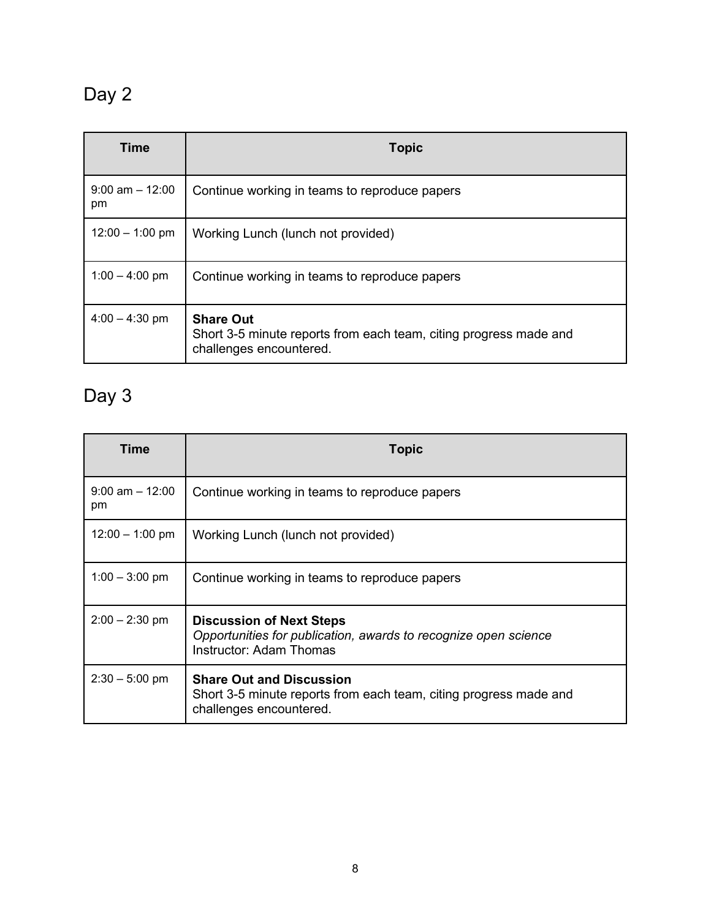## Day 2

| Time | Topic |
| --- | --- |
| 9:00 am – 12:00 pm | Continue working in teams to reproduce papers |
| 12:00 – 1:00 pm | Working Lunch (lunch not provided) |
| 1:00 – 4:00 pm | Continue working in teams to reproduce papers |
| 4:00 – 4:30 pm | **Share Out**<br>Short 3-5 minute reports from each team, citing progress made and challenges encountered. |

## Day 3

| Time | Topic |
| --- | --- |
| 9:00 am – 12:00 pm | Continue working in teams to reproduce papers |
| 12:00 – 1:00 pm | Working Lunch (lunch not provided) |
| 1:00 – 3:00 pm | Continue working in teams to reproduce papers |
| 2:00 – 2:30 pm | **Discussion of Next Steps**<br>*Opportunities for publication, awards to recognize open science*<br>Instructor: Adam Thomas |
| 2:30 – 5:00 pm | **Share Out and Discussion**<br>Short 3-5 minute reports from each team, citing progress made and challenges encountered. |